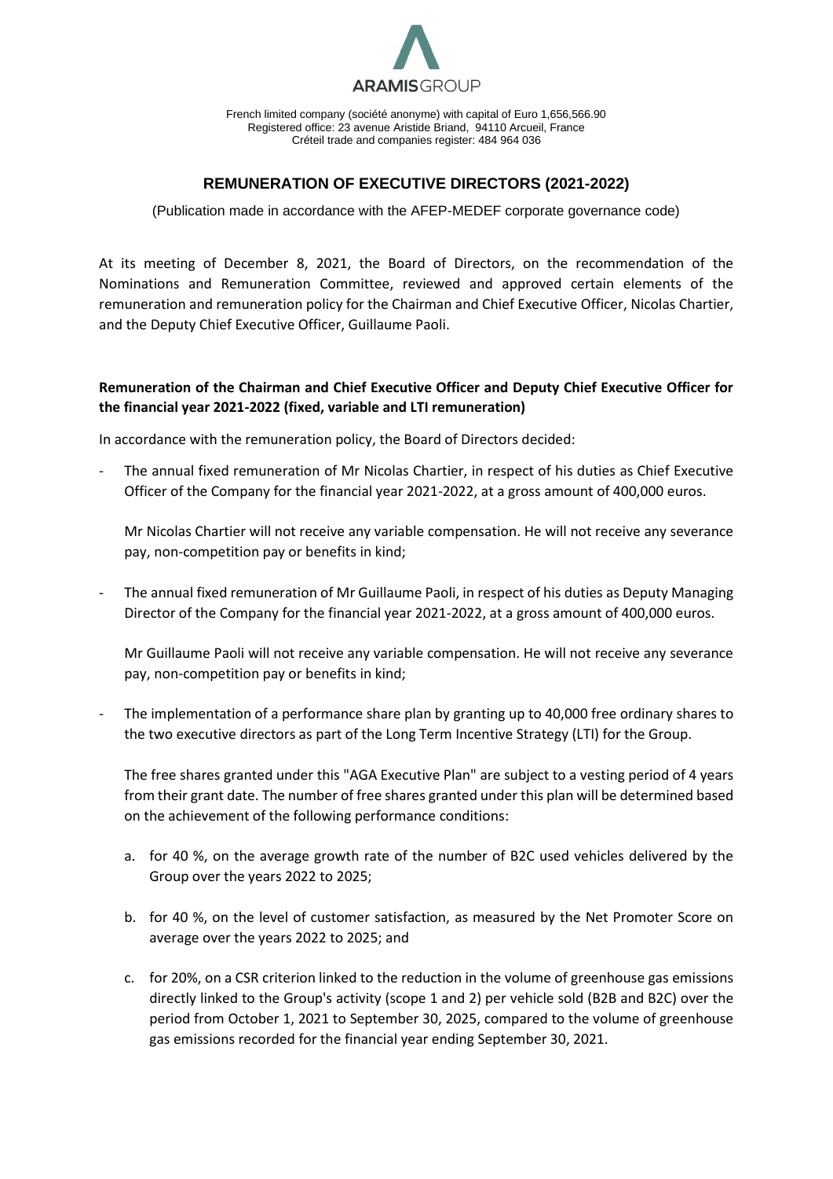ARAMISGROUP

French limited company (société anonyme) with capital of Euro 1,656,566.90
Registered office: 23 avenue Aristide Briand, 94110 Arcueil, France
Créteil trade and companies register: 484 964 036

# REMUNERATION OF EXECUTIVE DIRECTORS (2021-2022)

(Publication made in accordance with the AFEP-MEDEF corporate governance code)

At its meeting of December 8, 2021, the Board of Directors, on the recommendation of the Nominations and Remuneration Committee, reviewed and approved certain elements of the remuneration and remuneration policy for the Chairman and Chief Executive Officer, Nicolas Chartier, and the Deputy Chief Executive Officer, Guillaume Paoli.

**Remuneration of the Chairman and Chief Executive Officer and Deputy Chief Executive Officer for the financial year 2021-2022 (fixed, variable and LTI remuneration)**

In accordance with the remuneration policy, the Board of Directors decided:

- The annual fixed remuneration of Mr Nicolas Chartier, in respect of his duties as Chief Executive Officer of the Company for the financial year 2021-2022, at a gross amount of 400,000 euros.

  Mr Nicolas Chartier will not receive any variable compensation. He will not receive any severance pay, non-competition pay or benefits in kind;

- The annual fixed remuneration of Mr Guillaume Paoli, in respect of his duties as Deputy Managing Director of the Company for the financial year 2021-2022, at a gross amount of 400,000 euros.

  Mr Guillaume Paoli will not receive any variable compensation. He will not receive any severance pay, non-competition pay or benefits in kind;

- The implementation of a performance share plan by granting up to 40,000 free ordinary shares to the two executive directors as part of the Long Term Incentive Strategy (LTI) for the Group.

  The free shares granted under this "AGA Executive Plan" are subject to a vesting period of 4 years from their grant date. The number of free shares granted under this plan will be determined based on the achievement of the following performance conditions:

  a. for 40 %, on the average growth rate of the number of B2C used vehicles delivered by the Group over the years 2022 to 2025;

  b. for 40 %, on the level of customer satisfaction, as measured by the Net Promoter Score on average over the years 2022 to 2025; and

  c. for 20%, on a CSR criterion linked to the reduction in the volume of greenhouse gas emissions directly linked to the Group's activity (scope 1 and 2) per vehicle sold (B2B and B2C) over the period from October 1, 2021 to September 30, 2025, compared to the volume of greenhouse gas emissions recorded for the financial year ending September 30, 2021.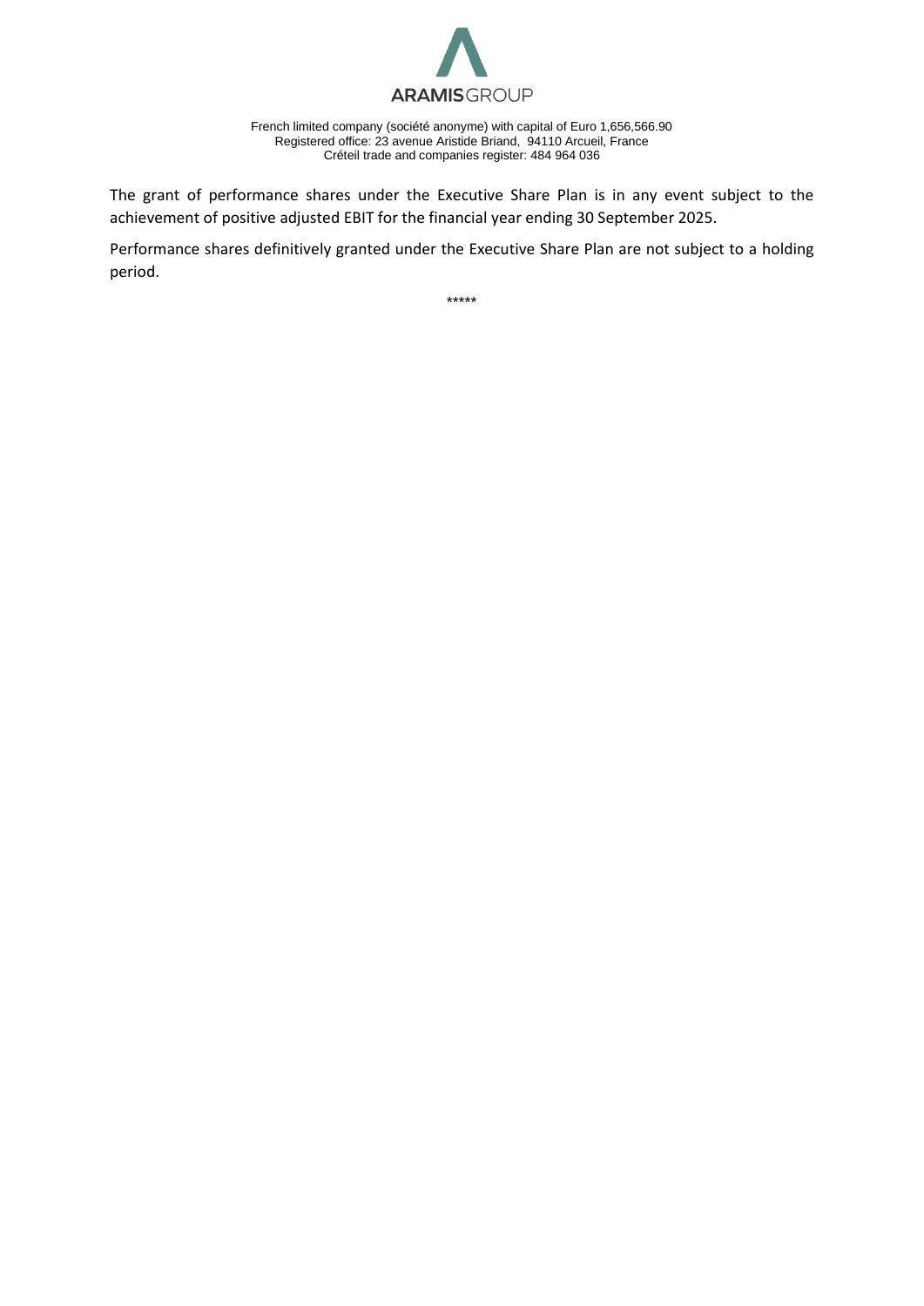The grant of performance shares under the Executive Share Plan is in any event subject to the achievement of positive adjusted EBIT for the financial year ending 30 September 2025.

Performance shares definitively granted under the Executive Share Plan are not subject to a holding period.

*****